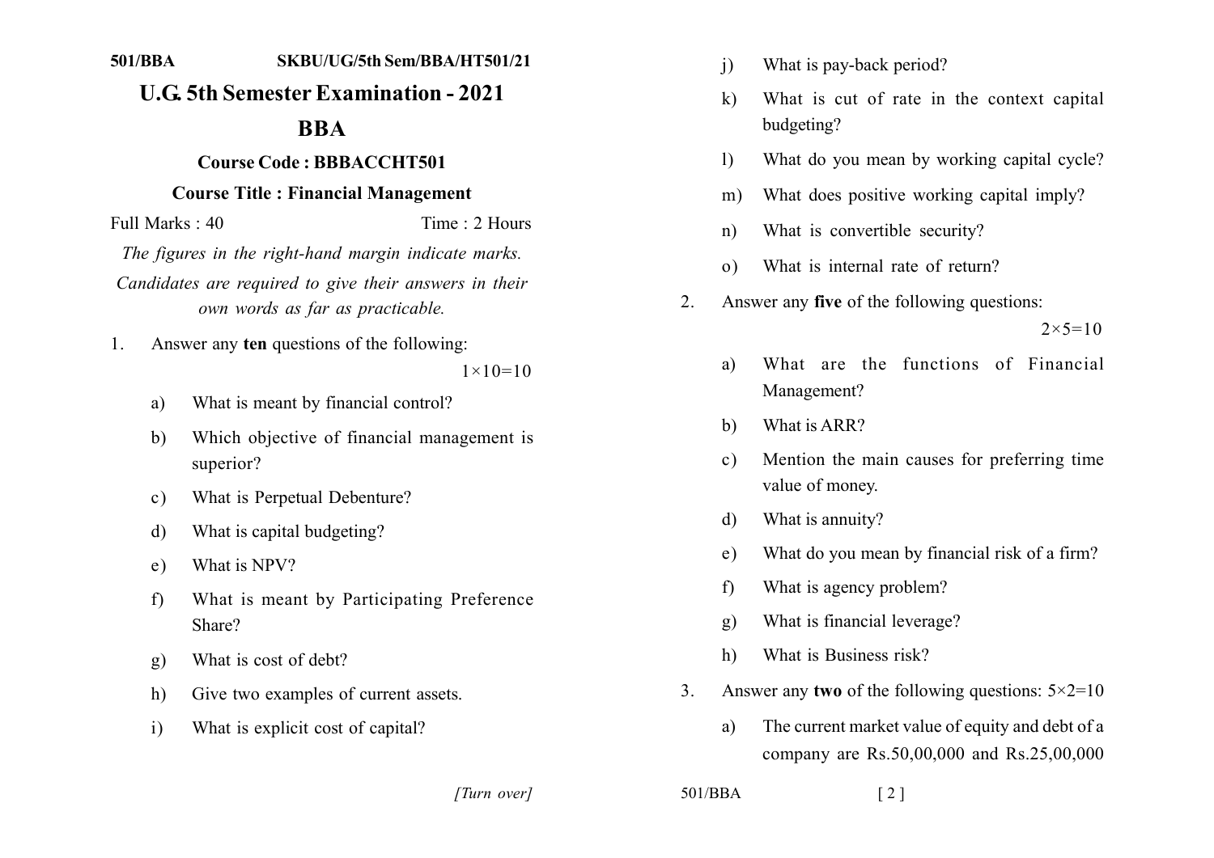501/BBA SKBU/UG/5th Sem/BBA/HT501/21

# U.G. 5th Semester Examination - 2021

# BBA

## Course Code : BBBACCHT501

## Course Title : Financial Management

Full Marks : 40 Time : 2 Hours

*The figures in the right-hand margin indicate marks.*

*Candidates are required to give their answers in their own words as far as practicable.*

1. Answer any **ten** questions of the following: $1\times10=10$

   a) What is meant by financial control?

   b) Which objective of financial management is superior?

   c) What is Perpetual Debenture?

   d) What is capital budgeting?

   e) What is NPV?

   f) What is meant by Participating Preference Share?

   g) What is cost of debt?

   h) Give two examples of current assets.

   i) What is explicit cost of capital?

   j) What is pay-back period?

   k) What is cut of rate in the context capital budgeting?

   l) What do you mean by working capital cycle?

   m) What does positive working capital imply?

   n) What is convertible security?

   o) What is internal rate of return?

2. Answer any **five** of the following questions: $2\times5=10$

   a) What are the functions of Financial Management?

   b) What is ARR?

   c) Mention the main causes for preferring time value of money.

   d) What is annuity?

   e) What do you mean by financial risk of a firm?

   f) What is agency problem?

   g) What is financial leverage?

   h) What is Business risk?

3. Answer any **two** of the following questions: $5\times2=10$

   a) The current market value of equity and debt of a company are Rs.50,00,000 and Rs.25,00,000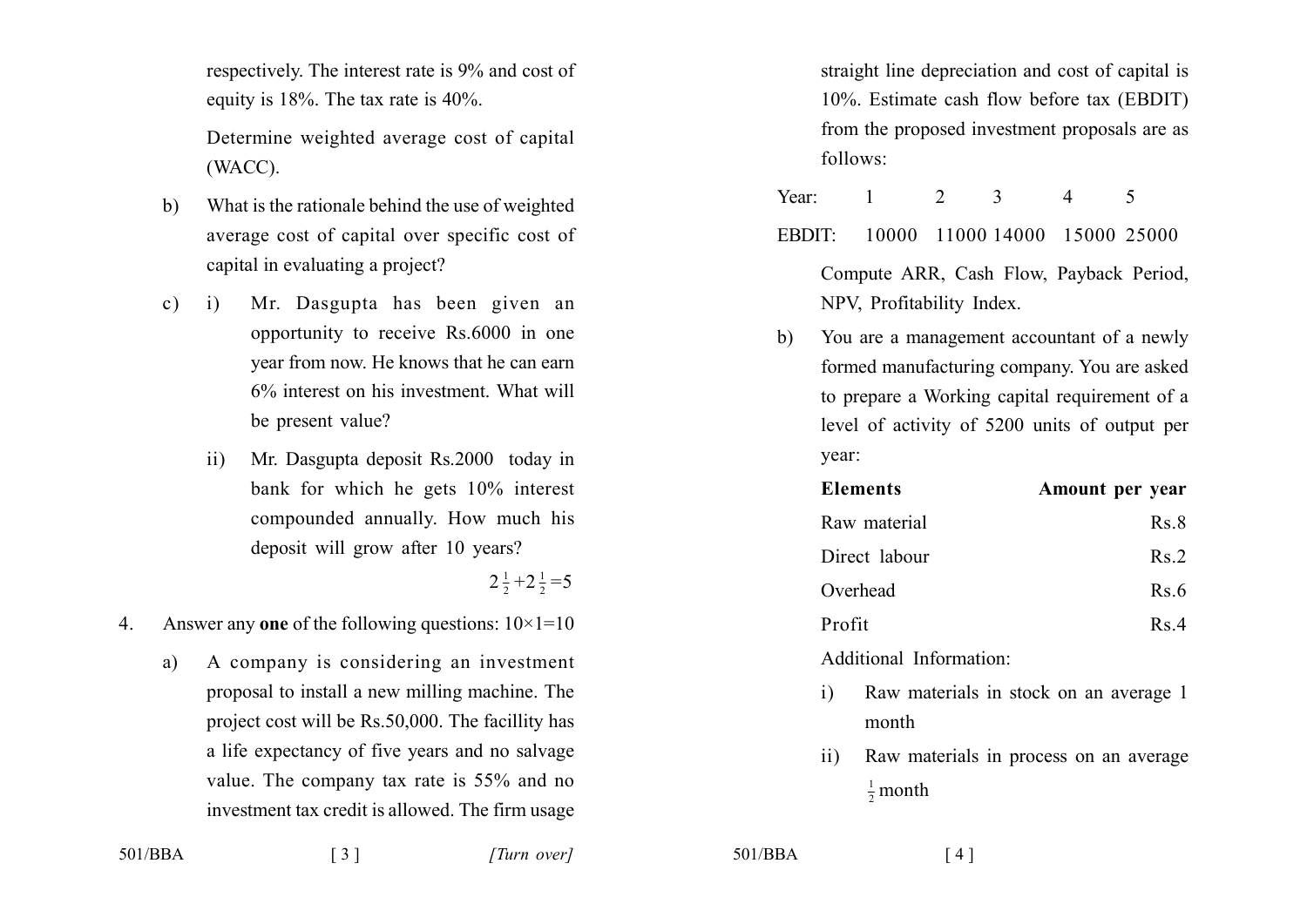respectively. The interest rate is 9% and cost of equity is 18%. The tax rate is 40%.

Determine weighted average cost of capital (WACC).

b) What is the rationale behind the use of weighted average cost of capital over specific cost of capital in evaluating a project?

c) i) Mr. Dasgupta has been given an opportunity to receive Rs.6000 in one year from now. He knows that he can earn 6% interest on his investment. What will be present value?

ii) Mr. Dasgupta deposit Rs.2000 today in bank for which he gets 10% interest compounded annually. How much his deposit will grow after 10 years?

$2\frac{1}{2}+2\frac{1}{2}=5$

4. Answer any **one** of the following questions: 10×1=10

a) A company is considering an investment proposal to install a new milling machine. The project cost will be Rs.50,000. The facillity has a life expectancy of five years and no salvage value. The company tax rate is 55% and no investment tax credit is allowed. The firm usage straight line depreciation and cost of capital is 10%. Estimate cash flow before tax (EBDIT) from the proposed investment proposals are as follows:

| Year: | 1 | 2 | 3 | 4 | 5 |
|---|---|---|---|---|---|
| EBDIT: | 10000 | 11000 | 14000 | 15000 | 25000 |

Compute ARR, Cash Flow, Payback Period, NPV, Profitability Index.

b) You are a management accountant of a newly formed manufacturing company. You are asked to prepare a Working capital requirement of a level of activity of 5200 units of output per year:

| **Elements** | **Amount per year** |
|---|---|
| Raw material | Rs.8 |
| Direct labour | Rs.2 |
| Overhead | Rs.6 |
| Profit | Rs.4 |

Additional Information:

i) Raw materials in stock on an average 1 month

ii) Raw materials in process on an average $\frac{1}{2}$ month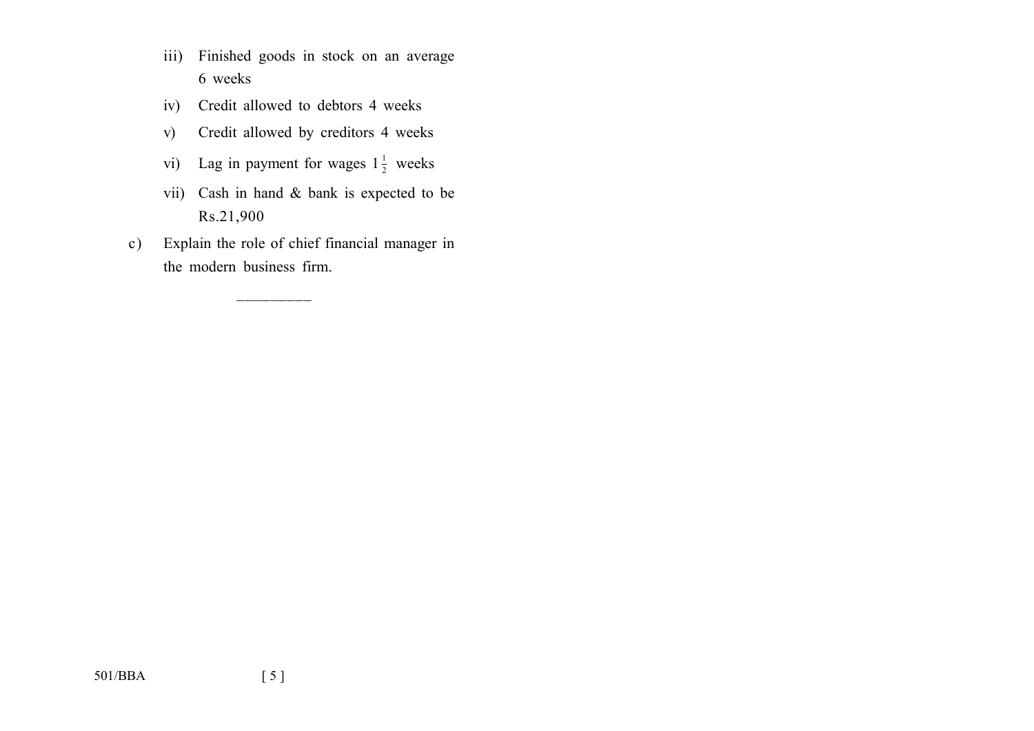iii) Finished goods in stock on an average 6 weeks

iv) Credit allowed to debtors 4 weeks

v) Credit allowed by creditors 4 weeks

vi) Lag in payment for wages $1\frac{1}{2}$ weeks

vii) Cash in hand & bank is expected to be Rs.21,900

c) Explain the role of chief financial manager in the modern business firm.

\_\_\_\_\_\_\_\_\_